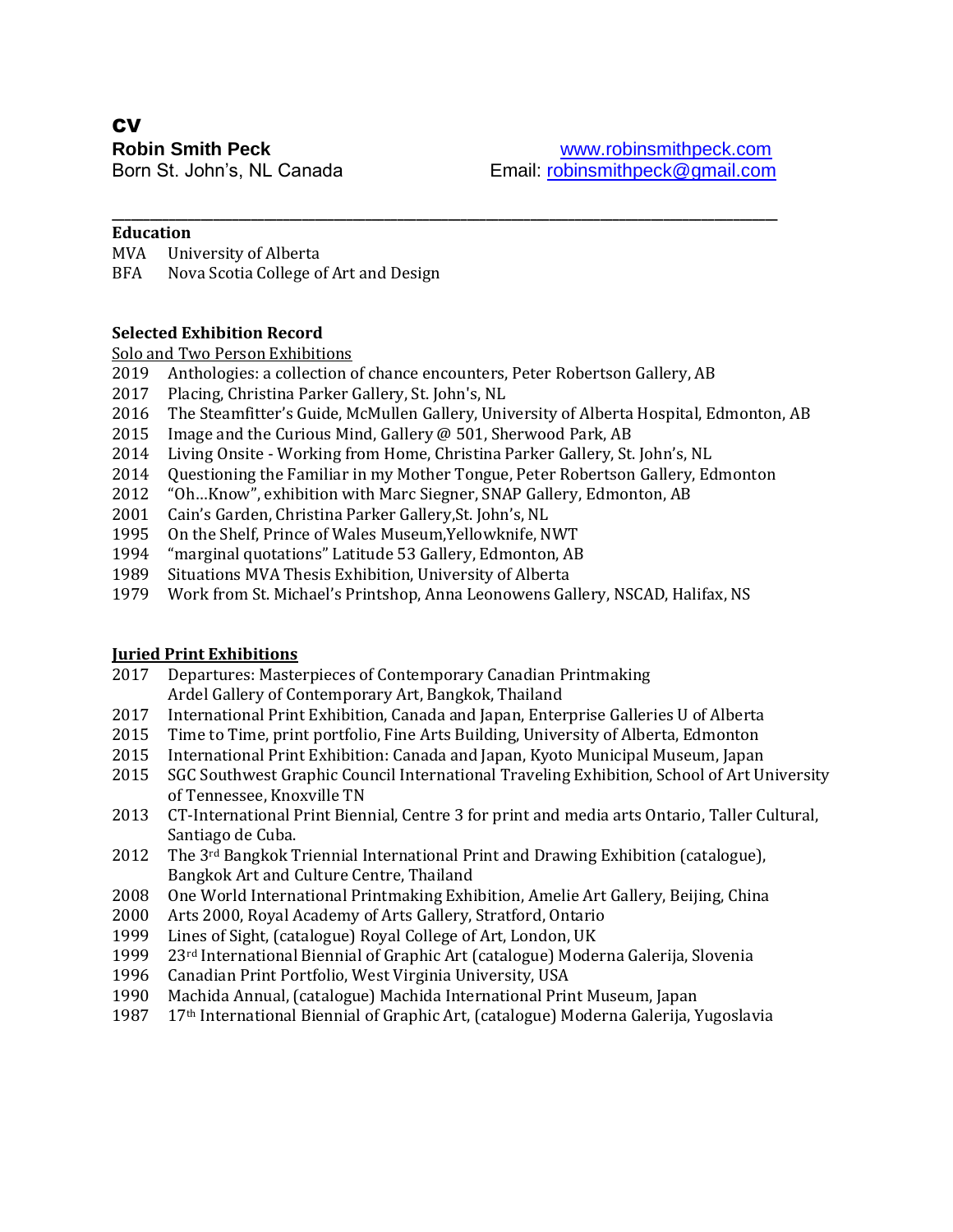# CV

**Robin Smith Peck**
Born St. John's, NL Canada

www.robinsmithpeck.com
Email: robinsmithpeck@gmail.com

---

**Education**

MVA University of Alberta
BFA Nova Scotia College of Art and Design

**Selected Exhibition Record**

Solo and Two Person Exhibitions

2019 Anthologies: a collection of chance encounters, Peter Robertson Gallery, AB
2017 Placing, Christina Parker Gallery, St. John's, NL
2016 The Steamfitter's Guide, McMullen Gallery, University of Alberta Hospital, Edmonton, AB
2015 Image and the Curious Mind, Gallery @ 501, Sherwood Park, AB
2014 Living Onsite - Working from Home, Christina Parker Gallery, St. John's, NL
2014 Questioning the Familiar in my Mother Tongue, Peter Robertson Gallery, Edmonton
2012 "Oh…Know", exhibition with Marc Siegner, SNAP Gallery, Edmonton, AB
2001 Cain's Garden, Christina Parker Gallery,St. John's, NL
1995 On the Shelf, Prince of Wales Museum,Yellowknife, NWT
1994 "marginal quotations" Latitude 53 Gallery, Edmonton, AB
1989 Situations MVA Thesis Exhibition, University of Alberta
1979 Work from St. Michael's Printshop, Anna Leonowens Gallery, NSCAD, Halifax, NS

**Juried Print Exhibitions**

2017 Departures: Masterpieces of Contemporary Canadian Printmaking
Ardel Gallery of Contemporary Art, Bangkok, Thailand
2017 International Print Exhibition, Canada and Japan, Enterprise Galleries U of Alberta
2015 Time to Time, print portfolio, Fine Arts Building, University of Alberta, Edmonton
2015 International Print Exhibition: Canada and Japan, Kyoto Municipal Museum, Japan
2015 SGC Southwest Graphic Council International Traveling Exhibition, School of Art University of Tennessee, Knoxville TN
2013 CT-International Print Biennial, Centre 3 for print and media arts Ontario, Taller Cultural, Santiago de Cuba.
2012 The 3rd Bangkok Triennial International Print and Drawing Exhibition (catalogue), Bangkok Art and Culture Centre, Thailand
2008 One World International Printmaking Exhibition, Amelie Art Gallery, Beijing, China
2000 Arts 2000, Royal Academy of Arts Gallery, Stratford, Ontario
1999 Lines of Sight, (catalogue) Royal College of Art, London, UK
1999 23rd International Biennial of Graphic Art (catalogue) Moderna Galerija, Slovenia
1996 Canadian Print Portfolio, West Virginia University, USA
1990 Machida Annual, (catalogue) Machida International Print Museum, Japan
1987 17th International Biennial of Graphic Art, (catalogue) Moderna Galerija, Yugoslavia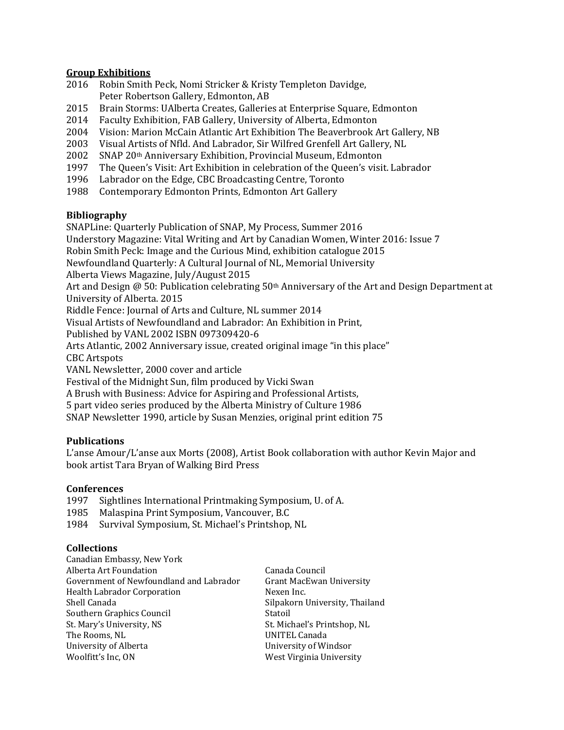## Group Exhibitions

2016 Robin Smith Peck, Nomi Stricker & Kristy Templeton Davidge, Peter Robertson Gallery, Edmonton, AB
2015 Brain Storms: UAlberta Creates, Galleries at Enterprise Square, Edmonton
2014 Faculty Exhibition, FAB Gallery, University of Alberta, Edmonton
2004 Vision: Marion McCain Atlantic Art Exhibition The Beaverbrook Art Gallery, NB
2003 Visual Artists of Nfld. And Labrador, Sir Wilfred Grenfell Art Gallery, NL
2002 SNAP 20th Anniversary Exhibition, Provincial Museum, Edmonton
1997 The Queen's Visit: Art Exhibition in celebration of the Queen's visit. Labrador
1996 Labrador on the Edge, CBC Broadcasting Centre, Toronto
1988 Contemporary Edmonton Prints, Edmonton Art Gallery

## Bibliography

SNAPLine: Quarterly Publication of SNAP, My Process, Summer 2016
Understory Magazine: Vital Writing and Art by Canadian Women, Winter 2016: Issue 7
Robin Smith Peck: Image and the Curious Mind, exhibition catalogue 2015
Newfoundland Quarterly: A Cultural Journal of NL, Memorial University
Alberta Views Magazine, July/August 2015
Art and Design @ 50: Publication celebrating 50th Anniversary of the Art and Design Department at University of Alberta. 2015
Riddle Fence: Journal of Arts and Culture, NL summer 2014
Visual Artists of Newfoundland and Labrador: An Exhibition in Print,
Published by VANL 2002 ISBN 097309420-6
Arts Atlantic, 2002 Anniversary issue, created original image "in this place"
CBC Artspots
VANL Newsletter, 2000 cover and article
Festival of the Midnight Sun, film produced by Vicki Swan
A Brush with Business: Advice for Aspiring and Professional Artists,
5 part video series produced by the Alberta Ministry of Culture 1986
SNAP Newsletter 1990, article by Susan Menzies, original print edition 75

## Publications

L'anse Amour/L'anse aux Morts (2008), Artist Book collaboration with author Kevin Major and book artist Tara Bryan of Walking Bird Press

## Conferences

1997 Sightlines International Printmaking Symposium, U. of A.
1985 Malaspina Print Symposium, Vancouver, B.C
1984 Survival Symposium, St. Michael's Printshop, NL

## Collections

Canadian Embassy, New York
Alberta Art Foundation
Government of Newfoundland and Labrador
Health Labrador Corporation
Shell Canada
Southern Graphics Council
St. Mary's University, NS
The Rooms, NL
University of Alberta
Woolfitt's Inc, ON
Canada Council
Grant MacEwan University
Nexen Inc.
Silpakorn University, Thailand
Statoil
St. Michael's Printshop, NL
UNITEL Canada
University of Windsor
West Virginia University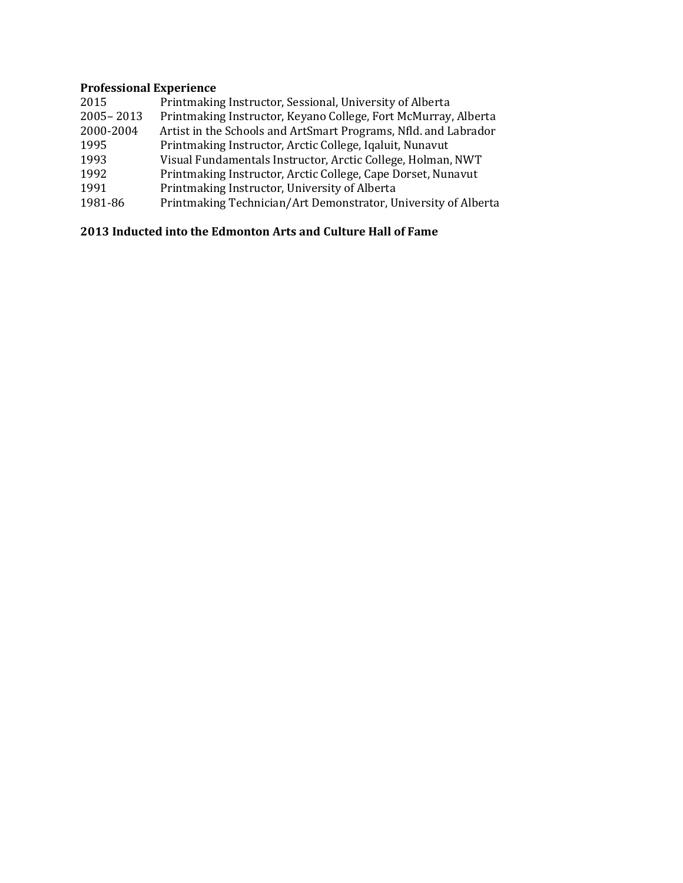**Professional Experience**

| | |
|---|---|
| 2015 | Printmaking Instructor, Sessional, University of Alberta |
| 2005– 2013 | Printmaking Instructor, Keyano College, Fort McMurray, Alberta |
| 2000-2004 | Artist in the Schools and ArtSmart Programs, Nfld. and Labrador |
| 1995 | Printmaking Instructor, Arctic College, Iqaluit, Nunavut |
| 1993 | Visual Fundamentals Instructor, Arctic College, Holman, NWT |
| 1992 | Printmaking Instructor, Arctic College, Cape Dorset, Nunavut |
| 1991 | Printmaking Instructor, University of Alberta |
| 1981-86 | Printmaking Technician/Art Demonstrator, University of Alberta |

**2013 Inducted into the Edmonton Arts and Culture Hall of Fame**